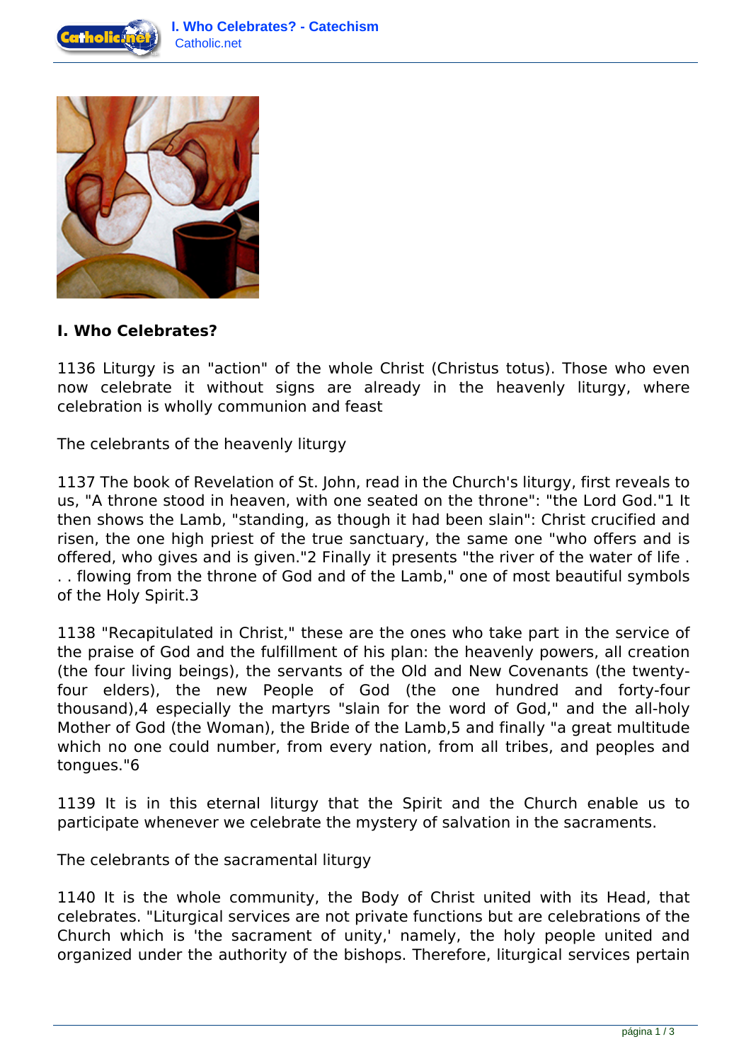## I. Who Celebrates?

1136 Liturgy is an "action" of the whole Christ (Christus totus). Those who even now celebrate it without signs are already in the heavenly liturgy, where celebration is wholly communion and feast

The celebrants of the heavenly liturgy

1137 The book of Revelation of St. John, read in the Church's liturgy, first reveals to us, "A throne stood in heaven, with one seated on the throne": "the Lord God."1 It then shows the Lamb, "standing, as though it had been slain": Christ crucified and risen, the one high priest of the true sanctuary, the same one "who offers and is offered, who gives and is given."2 Finally it presents "the river of the water of life . . . flowing from the throne of God and of the Lamb," one of most beautiful symbols of the Holy Spirit.3

1138 "Recapitulated in Christ," these are the ones who take part in the service of the praise of God and the fulfillment of his plan: the heavenly powers, all creation (the four living beings), the servants of the Old and New Covenants (the twenty-four elders), the new People of God (the one hundred and forty-four thousand),4 especially the martyrs "slain for the word of God," and the all-holy Mother of God (the Woman), the Bride of the Lamb,5 and finally "a great multitude which no one could number, from every nation, from all tribes, and peoples and tongues."6

1139 It is in this eternal liturgy that the Spirit and the Church enable us to participate whenever we celebrate the mystery of salvation in the sacraments.

The celebrants of the sacramental liturgy

1140 It is the whole community, the Body of Christ united with its Head, that celebrates. "Liturgical services are not private functions but are celebrations of the Church which is 'the sacrament of unity,' namely, the holy people united and organized under the authority of the bishops. Therefore, liturgical services pertain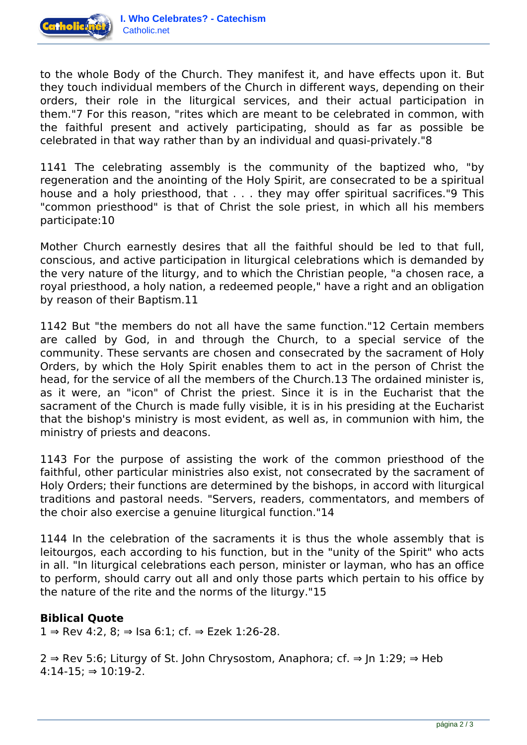to the whole Body of the Church. They manifest it, and have effects upon it. But they touch individual members of the Church in different ways, depending on their orders, their role in the liturgical services, and their actual participation in them."7 For this reason, "rites which are meant to be celebrated in common, with the faithful present and actively participating, should as far as possible be celebrated in that way rather than by an individual and quasi-privately."8

1141 The celebrating assembly is the community of the baptized who, "by regeneration and the anointing of the Holy Spirit, are consecrated to be a spiritual house and a holy priesthood, that . . . they may offer spiritual sacrifices."9 This "common priesthood" is that of Christ the sole priest, in which all his members participate:10

Mother Church earnestly desires that all the faithful should be led to that full, conscious, and active participation in liturgical celebrations which is demanded by the very nature of the liturgy, and to which the Christian people, "a chosen race, a royal priesthood, a holy nation, a redeemed people," have a right and an obligation by reason of their Baptism.11

1142 But "the members do not all have the same function."12 Certain members are called by God, in and through the Church, to a special service of the community. These servants are chosen and consecrated by the sacrament of Holy Orders, by which the Holy Spirit enables them to act in the person of Christ the head, for the service of all the members of the Church.13 The ordained minister is, as it were, an "icon" of Christ the priest. Since it is in the Eucharist that the sacrament of the Church is made fully visible, it is in his presiding at the Eucharist that the bishop's ministry is most evident, as well as, in communion with him, the ministry of priests and deacons.

1143 For the purpose of assisting the work of the common priesthood of the faithful, other particular ministries also exist, not consecrated by the sacrament of Holy Orders; their functions are determined by the bishops, in accord with liturgical traditions and pastoral needs. "Servers, readers, commentators, and members of the choir also exercise a genuine liturgical function."14

1144 In the celebration of the sacraments it is thus the whole assembly that is leitourgos, each according to his function, but in the "unity of the Spirit" who acts in all. "In liturgical celebrations each person, minister or layman, who has an office to perform, should carry out all and only those parts which pertain to his office by the nature of the rite and the norms of the liturgy."15

**Biblical Quote**

1 ⇒ Rev 4:2, 8; ⇒ Isa 6:1; cf. ⇒ Ezek 1:26-28.

2 ⇒ Rev 5:6; Liturgy of St. John Chrysostom, Anaphora; cf. ⇒ Jn 1:29; ⇒ Heb 4:14-15; ⇒ 10:19-2.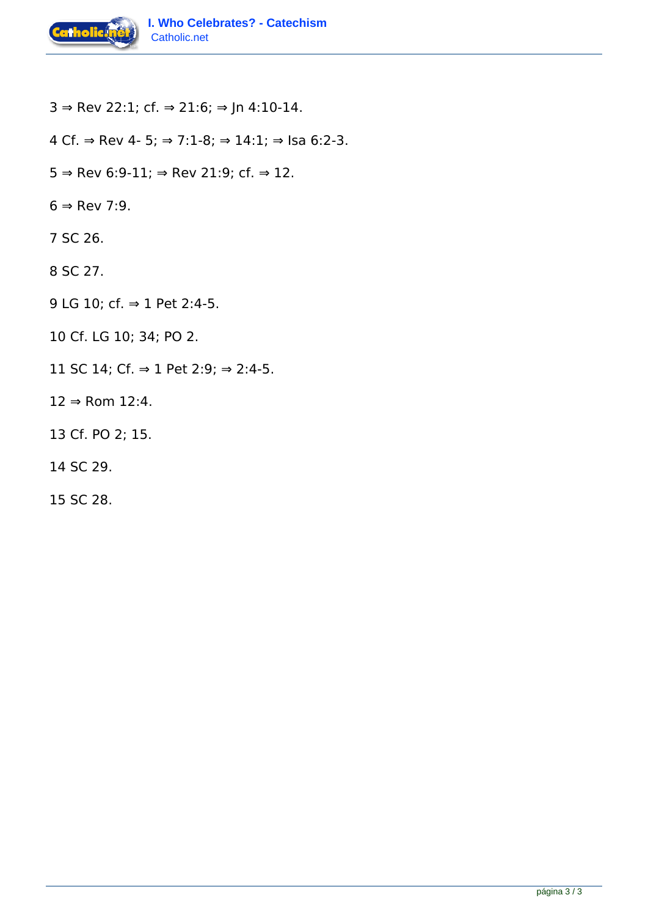3 ⇒ Rev 22:1; cf. ⇒ 21:6; ⇒ Jn 4:10-14.

4 Cf. ⇒ Rev 4- 5; ⇒ 7:1-8; ⇒ 14:1; ⇒ Isa 6:2-3.

5 ⇒ Rev 6:9-11; ⇒ Rev 21:9; cf. ⇒ 12.

6 ⇒ Rev 7:9.

7 SC 26.

8 SC 27.

9 LG 10; cf. ⇒ 1 Pet 2:4-5.

10 Cf. LG 10; 34; PO 2.

11 SC 14; Cf. ⇒ 1 Pet 2:9; ⇒ 2:4-5.

12 ⇒ Rom 12:4.

13 Cf. PO 2; 15.

14 SC 29.

15 SC 28.